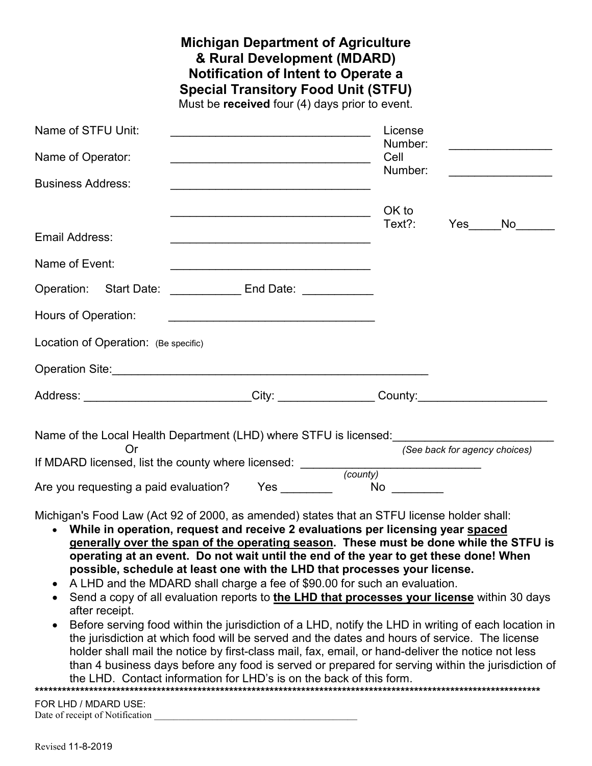# Michigan Department of Agriculture & Rural Development (MDARD) Notification of Intent to Operate a Special Transitory Food Unit (STFU)

Must be **received** four (4) days prior to event.

Name of STFU Unit: ______________________________

Name of Operator: ______________________________

Business Address: ______________________________

______________________________

License Number: _______________

Cell Number: _______________

OK to Text?: Yes_____No______

Email Address: ______________________________

Name of Event: ______________________________

Operation: Start Date: ___________ End Date: ___________

Hours of Operation: ______________________________

Location of Operation: (Be specific)

Operation Site:_______________________________________________

Address: _________________________City: ______________ County:___________________

Name of the Local Health Department (LHD) where STFU is licensed:_______________________

Or *(See back for agency choices)*

If MDARD licensed, list the county where licensed: ___________________________
*(county)*

Are you requesting a paid evaluation? Yes ________ No ________

Michigan's Food Law (Act 92 of 2000, as amended) states that an STFU license holder shall:

- **While in operation, request and receive 2 evaluations per licensing year <u>spaced generally over the span of the operating season</u>. These must be done while the STFU is operating at an event. Do not wait until the end of the year to get these done! When possible, schedule at least one with the LHD that processes your license.**
- A LHD and the MDARD shall charge a fee of $90.00 for such an evaluation.
- Send a copy of all evaluation reports to **<u>the LHD that processes your license</u>** within 30 days after receipt.
- Before serving food within the jurisdiction of a LHD, notify the LHD in writing of each location in the jurisdiction at which food will be served and the dates and hours of service. The license holder shall mail the notice by first-class mail, fax, email, or hand-deliver the notice not less than 4 business days before any food is served or prepared for serving within the jurisdiction of the LHD. Contact information for LHD's is on the back of this form.

*****************************************************************************************************************

FOR LHD / MDARD USE:

Date of receipt of Notification ________________________________________

Revised 11-8-2019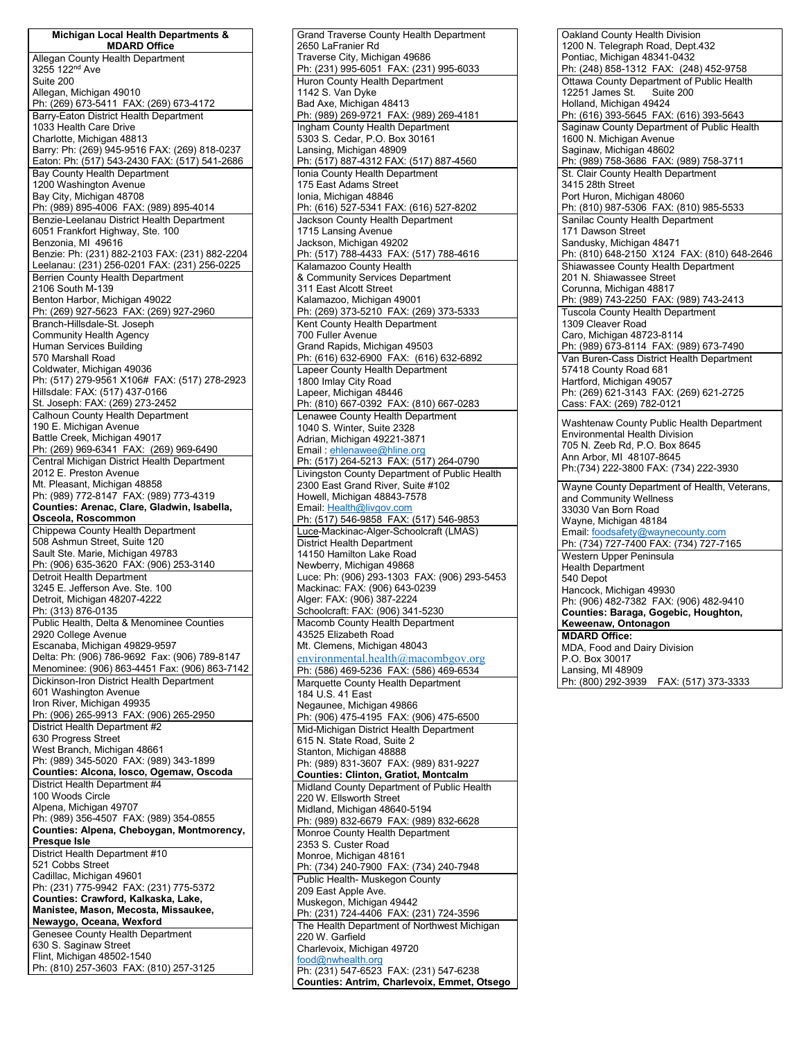**Michigan Local Health Departments & MDARD Office**

Allegan County Health Department
3255 122nd Ave
Suite 200
Allegan, Michigan 49010
Ph: (269) 673-5411 FAX: (269) 673-4172

Barry-Eaton District Health Department
1033 Health Care Drive
Charlotte, Michigan 48813
Barry: Ph: (269) 945-9516 FAX: (269) 818-0237
Eaton: Ph: (517) 543-2430 FAX: (517) 541-2686

Bay County Health Department
1200 Washington Avenue
Bay City, Michigan 48708
Ph: (989) 895-4006 FAX: (989) 895-4014

Benzie-Leelanau District Health Department
6051 Frankfort Highway, Ste. 100
Benzonia, MI 49616
Benzie: Ph: (231) 882-2103 FAX: (231) 882-2204
Leelanau: (231) 256-0201 FAX: (231) 256-0225

Berrien County Health Department
2106 South M-139
Benton Harbor, Michigan 49022
Ph: (269) 927-5623 FAX: (269) 927-2960

Branch-Hillsdale-St. Joseph
Community Health Agency
Human Services Building
570 Marshall Road
Coldwater, Michigan 49036
Ph: (517) 279-9561 X106# FAX: (517) 278-2923
Hillsdale: FAX: (517) 437-0166
St. Joseph: FAX: (269) 273-2452

Calhoun County Health Department
190 E. Michigan Avenue
Battle Creek, Michigan 49017
Ph: (269) 969-6341 FAX: (269) 969-6490

Central Michigan District Health Department
2012 E. Preston Avenue
Mt. Pleasant, Michigan 48858
Ph: (989) 772-8147 FAX: (989) 773-4319
**Counties: Arenac, Clare, Gladwin, Isabella, Osceola, Roscommon**

Chippewa County Health Department
508 Ashmun Street, Suite 120
Sault Ste. Marie, Michigan 49783
Ph: (906) 635-3620 FAX: (906) 253-3140

Detroit Health Department
3245 E. Jefferson Ave. Ste. 100
Detroit, Michigan 48207-4222
Ph: (313) 876-0135

Public Health, Delta & Menominee Counties
2920 College Avenue
Escanaba, Michigan 49829-9597
Delta: Ph: (906) 786-9692 Fax: (906) 789-8147
Menominee: (906) 863-4451 Fax: (906) 863-7142

Dickinson-Iron District Health Department
601 Washington Avenue
Iron River, Michigan 49935
Ph: (906) 265-9913 FAX: (906) 265-2950

District Health Department #2
630 Progress Street
West Branch, Michigan 48661
Ph: (989) 345-5020 FAX: (989) 343-1899
**Counties: Alcona, Iosco, Ogemaw, Oscoda**

District Health Department #4
100 Woods Circle
Alpena, Michigan 49707
Ph: (989) 356-4507 FAX: (989) 354-0855
**Counties: Alpena, Cheboygan, Montmorency, Presque Isle**

District Health Department #10
521 Cobbs Street
Cadillac, Michigan 49601
Ph: (231) 775-9942 FAX: (231) 775-5372
**Counties: Crawford, Kalkaska, Lake, Manistee, Mason, Mecosta, Missaukee, Newaygo, Oceana, Wexford**

Genesee County Health Department
630 S. Saginaw Street
Flint, Michigan 48502-1540
Ph: (810) 257-3603 FAX: (810) 257-3125

Grand Traverse County Health Department
2650 LaFranier Rd
Traverse City, Michigan 49686
Ph: (231) 995-6051 FAX: (231) 995-6033

Huron County Health Department
1142 S. Van Dyke
Bad Axe, Michigan 48413
Ph: (989) 269-9721 FAX: (989) 269-4181

Ingham County Health Department
5303 S. Cedar, P.O. Box 30161
Lansing, Michigan 48909
Ph: (517) 887-4312 FAX: (517) 887-4560

Ionia County Health Department
175 East Adams Street
Ionia, Michigan 48846
Ph: (616) 527-5341 FAX: (616) 527-8202

Jackson County Health Department
1715 Lansing Avenue
Jackson, Michigan 49202
Ph: (517) 788-4433 FAX: (517) 788-4616

Kalamazoo County Health
& Community Services Department
311 East Alcott Street
Kalamazoo, Michigan 49001
Ph: (269) 373-5210 FAX: (269) 373-5333

Kent County Health Department
700 Fuller Avenue
Grand Rapids, Michigan 49503
Ph: (616) 632-6900 FAX: (616) 632-6892

Lapeer County Health Department
1800 Imlay City Road
Lapeer, Michigan 48446
Ph: (810) 667-0392 FAX: (810) 667-0283

Lenawee County Health Department
1040 S. Winter, Suite 2328
Adrian, Michigan 49221-3871
Email : ehlenawee@hline.org
Ph: (517) 264-5213 FAX: (517) 264-0790

Livingston County Department of Public Health
2300 East Grand River, Suite #102
Howell, Michigan 48843-7578
Email: Health@livgov.com
Ph: (517) 546-9858 FAX: (517) 546-9853

Luce-Mackinac-Alger-Schoolcraft (LMAS)
District Health Department
14150 Hamilton Lake Road
Newberry, Michigan 49868
Luce: Ph: (906) 293-1303 FAX: (906) 293-5453
Mackinac: FAX: (906) 643-0239
Alger: FAX: (906) 387-2224
Schoolcraft: FAX: (906) 341-5230

Macomb County Health Department
43525 Elizabeth Road
Mt. Clemens, Michigan 48043
environmental.health@macombgov.org
Ph: (586) 469-5236 FAX: (586) 469-6534

Marquette County Health Department
184 U.S. 41 East
Negaunee, Michigan 49866
Ph: (906) 475-4195 FAX: (906) 475-6500

Mid-Michigan District Health Department
615 N. State Road, Suite 2
Stanton, Michigan 48888
Ph: (989) 831-3607 FAX: (989) 831-9227
**Counties: Clinton, Gratiot, Montcalm**

Midland County Department of Public Health
220 W. Ellsworth Street
Midland, Michigan 48640-5194
Ph: (989) 832-6679 FAX: (989) 832-6628

Monroe County Health Department
2353 S. Custer Road
Monroe, Michigan 48161
Ph: (734) 240-7900 FAX: (734) 240-7948

Public Health- Muskegon County
209 East Apple Ave.
Muskegon, Michigan 49442
Ph: (231) 724-4406 FAX: (231) 724-3596

The Health Department of Northwest Michigan
220 W. Garfield
Charlevoix, Michigan 49720
food@nwhealth.org
Ph: (231) 547-6523 FAX: (231) 547-6238
**Counties: Antrim, Charlevoix, Emmet, Otsego**

Oakland County Health Division
1200 N. Telegraph Road, Dept.432
Pontiac, Michigan 48341-0432
Ph: (248) 858-1312 FAX: (248) 452-9758

Ottawa County Department of Public Health
12251 James St. Suite 200
Holland, Michigan 49424
Ph: (616) 393-5645 FAX: (616) 393-5643

Saginaw County Department of Public Health
1600 N. Michigan Avenue
Saginaw, Michigan 48602
Ph: (989) 758-3686 FAX: (989) 758-3711

St. Clair County Health Department
3415 28th Street
Port Huron, Michigan 48060
Ph: (810) 987-5306 FAX: (810) 985-5533

Sanilac County Health Department
171 Dawson Street
Sandusky, Michigan 48471
Ph: (810) 648-2150 X124 FAX: (810) 648-2646

Shiawassee County Health Department
201 N. Shiawassee Street
Corunna, Michigan 48817
Ph: (989) 743-2250 FAX: (989) 743-2413

Tuscola County Health Department
1309 Cleaver Road
Caro, Michigan 48723-8114
Ph: (989) 673-8114 FAX: (989) 673-7490

Van Buren-Cass District Health Department
57418 County Road 681
Hartford, Michigan 49057
Ph: (269) 621-3143 FAX: (269) 621-2725
Cass: FAX: (269) 782-0121

Washtenaw County Public Health Department
Environmental Health Division
705 N. Zeeb Rd, P.O. Box 8645
Ann Arbor, MI 48107-8645
Ph:(734) 222-3800 FAX: (734) 222-3930

Wayne County Department of Health, Veterans, and Community Wellness
33030 Van Born Road
Wayne, Michigan 48184
Email: foodsafety@waynecounty.com
Ph: (734) 727-7400 FAX: (734) 727-7165

Western Upper Peninsula
Health Department
540 Depot
Hancock, Michigan 49930
Ph: (906) 482-7382 FAX: (906) 482-9410
**Counties: Baraga, Gogebic, Houghton, Keweenaw, Ontonagon**

**MDARD Office:**
MDA, Food and Dairy Division
P.O. Box 30017
Lansing, MI 48909
Ph: (800) 292-3939 FAX: (517) 373-3333